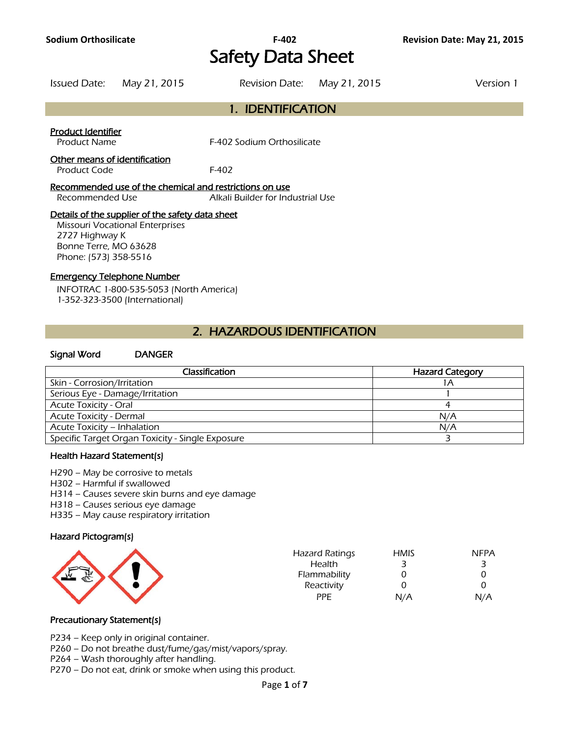Sodium Orthosilicate F-402 Revision Date: May 21, 2015

# Safety Data Sheet

Issued Date: May 21, 2015 Revision Date: May 21, 2015 Version 1

## 1. IDENTIFICATION

**Product Identifier**

Product Name F-402 Sodium Orthosilicate

**Other means of identification**

Product Code F-402

**Recommended use of the chemical and restrictions on use**

Recommended Use Alkali Builder for Industrial Use

**Details of the supplier of the safety data sheet**

Missouri Vocational Enterprises
2727 Highway K
Bonne Terre, MO 63628
Phone: (573) 358-5516

**Emergency Telephone Number**

INFOTRAC 1-800-535-5053 (North America)
1-352-323-3500 (International)

## 2. HAZARDOUS IDENTIFICATION

**Signal Word** DANGER

| Classification | Hazard Category |
|---|---|
| Skin - Corrosion/Irritation | 1A |
| Serious Eye - Damage/Irritation | 1 |
| Acute Toxicity - Oral | 4 |
| Acute Toxicity - Dermal | N/A |
| Acute Toxicity – Inhalation | N/A |
| Specific Target Organ Toxicity - Single Exposure | 3 |

### Health Hazard Statement(s)

H290 – May be corrosive to metals
H302 – Harmful if swallowed
H314 – Causes severe skin burns and eye damage
H318 – Causes serious eye damage
H335 – May cause respiratory irritation

### Hazard Pictogram(s)

| Hazard Ratings | HMIS | NFPA |
|---|---|---|
| Health | 3 | 3 |
| Flammability | 0 | 0 |
| Reactivity | 0 | 0 |
| PPE | N/A | N/A |

### Precautionary Statement(s)

P234 – Keep only in original container.
P260 – Do not breathe dust/fume/gas/mist/vapors/spray.
P264 – Wash thoroughly after handling.
P270 – Do not eat, drink or smoke when using this product.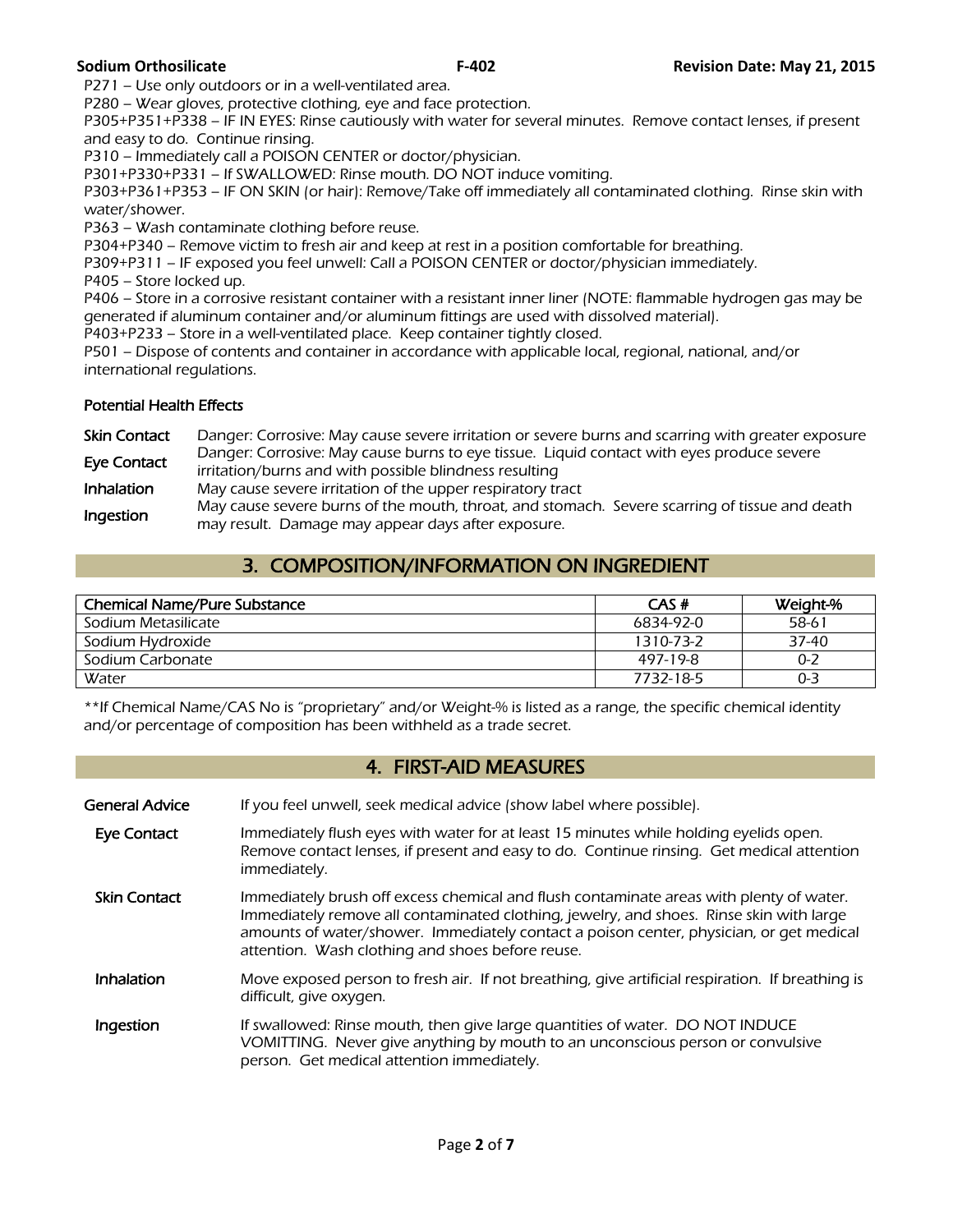P271 – Use only outdoors or in a well-ventilated area.
P280 – Wear gloves, protective clothing, eye and face protection.
P305+P351+P338 – IF IN EYES: Rinse cautiously with water for several minutes. Remove contact lenses, if present and easy to do. Continue rinsing.
P310 – Immediately call a POISON CENTER or doctor/physician.
P301+P330+P331 – If SWALLOWED: Rinse mouth. DO NOT induce vomiting.
P303+P361+P353 – IF ON SKIN (or hair): Remove/Take off immediately all contaminated clothing. Rinse skin with water/shower.
P363 – Wash contaminate clothing before reuse.
P304+P340 – Remove victim to fresh air and keep at rest in a position comfortable for breathing.
P309+P311 – IF exposed you feel unwell: Call a POISON CENTER or doctor/physician immediately.
P405 – Store locked up.
P406 – Store in a corrosive resistant container with a resistant inner liner (NOTE: flammable hydrogen gas may be generated if aluminum container and/or aluminum fittings are used with dissolved material).
P403+P233 – Store in a well-ventilated place. Keep container tightly closed.
P501 – Dispose of contents and container in accordance with applicable local, regional, national, and/or international regulations.

### Potential Health Effects

| | |
|---|---|
| Skin Contact | Danger: Corrosive: May cause severe irritation or severe burns and scarring with greater exposure |
| Eye Contact | Danger: Corrosive: May cause burns to eye tissue. Liquid contact with eyes produce severe irritation/burns and with possible blindness resulting |
| Inhalation | May cause severe irritation of the upper respiratory tract |
| Ingestion | May cause severe burns of the mouth, throat, and stomach. Severe scarring of tissue and death may result. Damage may appear days after exposure. |

## 3. COMPOSITION/INFORMATION ON INGREDIENT

| Chemical Name/Pure Substance | CAS # | Weight-% |
|---|---|---|
| Sodium Metasilicate | 6834-92-0 | 58-61 |
| Sodium Hydroxide | 1310-73-2 | 37-40 |
| Sodium Carbonate | 497-19-8 | 0-2 |
| Water | 7732-18-5 | 0-3 |

**If Chemical Name/CAS No is "proprietary" and/or Weight-% is listed as a range, the specific chemical identity and/or percentage of composition has been withheld as a trade secret.

## 4. FIRST-AID MEASURES

| | |
|---|---|
| General Advice | If you feel unwell, seek medical advice (show label where possible). |
| Eye Contact | Immediately flush eyes with water for at least 15 minutes while holding eyelids open. Remove contact lenses, if present and easy to do. Continue rinsing. Get medical attention immediately. |
| Skin Contact | Immediately brush off excess chemical and flush contaminate areas with plenty of water. Immediately remove all contaminated clothing, jewelry, and shoes. Rinse skin with large amounts of water/shower. Immediately contact a poison center, physician, or get medical attention. Wash clothing and shoes before reuse. |
| Inhalation | Move exposed person to fresh air. If not breathing, give artificial respiration. If breathing is difficult, give oxygen. |
| Ingestion | If swallowed: Rinse mouth, then give large quantities of water. DO NOT INDUCE VOMITTING. Never give anything by mouth to an unconscious person or convulsive person. Get medical attention immediately. |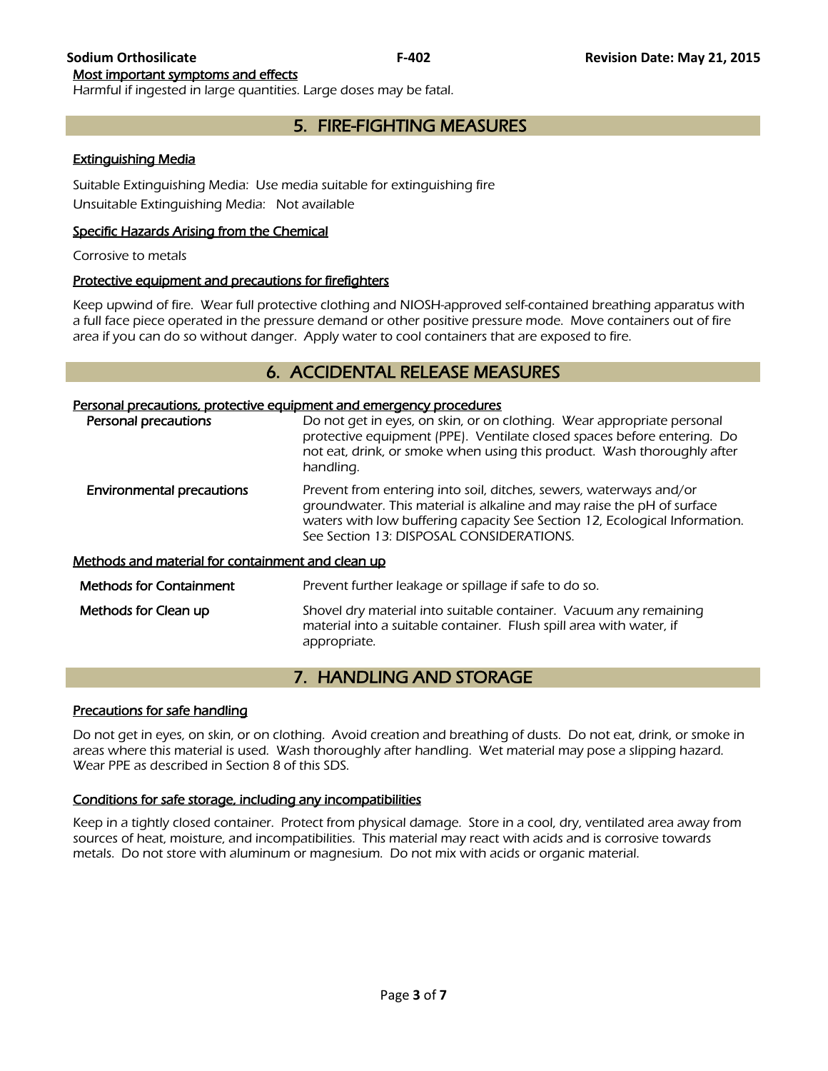Most important symptoms and effects

Harmful if ingested in large quantities. Large doses may be fatal.

## 5. FIRE-FIGHTING MEASURES

### Extinguishing Media

Suitable Extinguishing Media: Use media suitable for extinguishing fire

Unsuitable Extinguishing Media: Not available

### Specific Hazards Arising from the Chemical

Corrosive to metals

### Protective equipment and precautions for firefighters

Keep upwind of fire. Wear full protective clothing and NIOSH-approved self-contained breathing apparatus with a full face piece operated in the pressure demand or other positive pressure mode. Move containers out of fire area if you can do so without danger. Apply water to cool containers that are exposed to fire.

## 6. ACCIDENTAL RELEASE MEASURES

### Personal precautions, protective equipment and emergency procedures

**Personal precautions**: Do not get in eyes, on skin, or on clothing. Wear appropriate personal protective equipment (PPE). Ventilate closed spaces before entering. Do not eat, drink, or smoke when using this product. Wash thoroughly after handling.

**Environmental precautions**: Prevent from entering into soil, ditches, sewers, waterways and/or groundwater. This material is alkaline and may raise the pH of surface waters with low buffering capacity See Section 12, Ecological Information. See Section 13: DISPOSAL CONSIDERATIONS.

### Methods and material for containment and clean up

**Methods for Containment**: Prevent further leakage or spillage if safe to do so.

**Methods for Clean up**: Shovel dry material into suitable container. Vacuum any remaining material into a suitable container. Flush spill area with water, if appropriate.

## 7. HANDLING AND STORAGE

### Precautions for safe handling

Do not get in eyes, on skin, or on clothing. Avoid creation and breathing of dusts. Do not eat, drink, or smoke in areas where this material is used. Wash thoroughly after handling. Wet material may pose a slipping hazard. Wear PPE as described in Section 8 of this SDS.

### Conditions for safe storage, including any incompatibilities

Keep in a tightly closed container. Protect from physical damage. Store in a cool, dry, ventilated area away from sources of heat, moisture, and incompatibilities. This material may react with acids and is corrosive towards metals. Do not store with aluminum or magnesium. Do not mix with acids or organic material.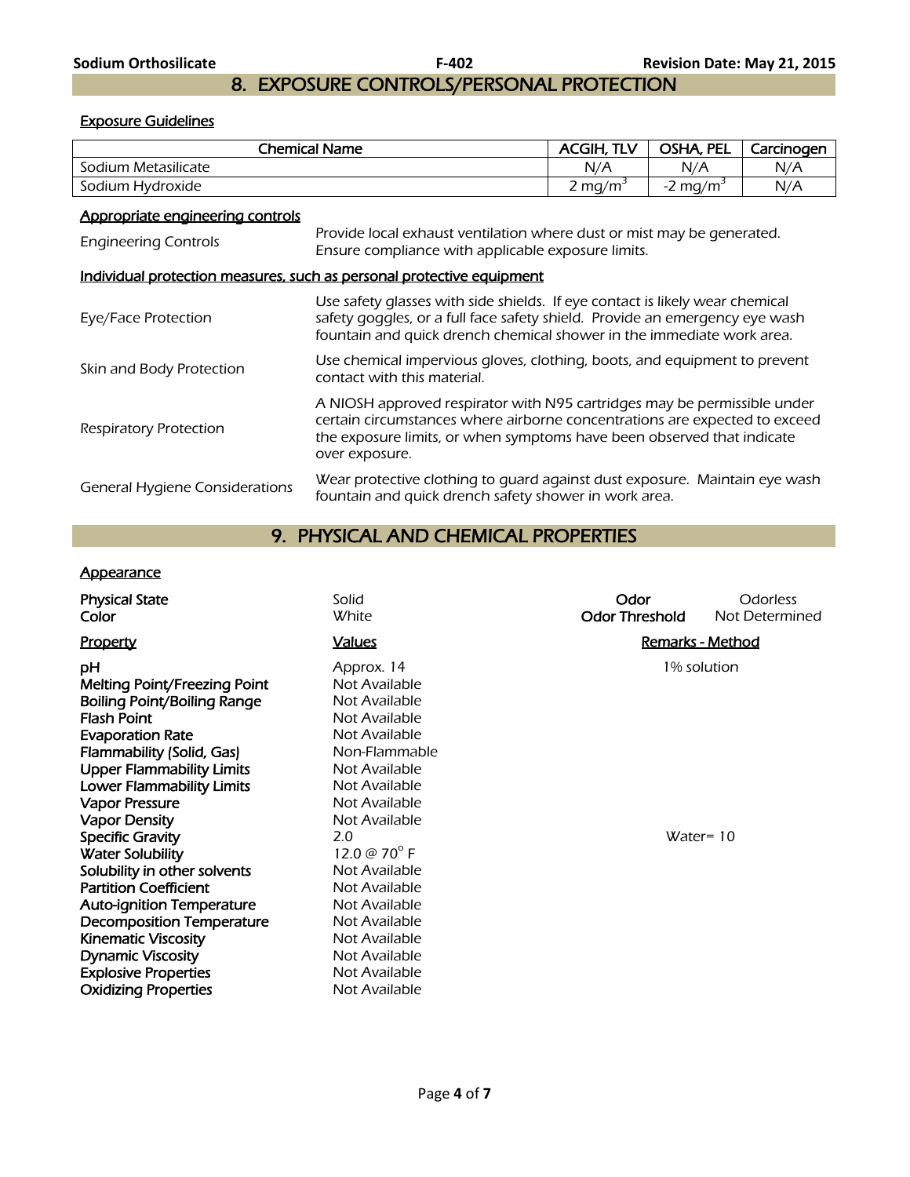## 8. EXPOSURE CONTROLS/PERSONAL PROTECTION

### Exposure Guidelines

| Chemical Name | ACGIH, TLV | OSHA, PEL | Carcinogen |
|---|---|---|---|
| Sodium Metasilicate | N/A | N/A | N/A |
| Sodium Hydroxide | 2 $mg/m^3$ | -2 $mg/m^3$ | N/A |

### Appropriate engineering controls

| | |
|---|---|
| Engineering Controls | Provide local exhaust ventilation where dust or mist may be generated. Ensure compliance with applicable exposure limits. |

### Individual protection measures, such as personal protective equipment

| | |
|---|---|
| Eye/Face Protection | Use safety glasses with side shields. If eye contact is likely wear chemical safety goggles, or a full face safety shield. Provide an emergency eye wash fountain and quick drench chemical shower in the immediate work area. |
| Skin and Body Protection | Use chemical impervious gloves, clothing, boots, and equipment to prevent contact with this material. |
| Respiratory Protection | A NIOSH approved respirator with N95 cartridges may be permissible under certain circumstances where airborne concentrations are expected to exceed the exposure limits, or when symptoms have been observed that indicate over exposure. |
| General Hygiene Considerations | Wear protective clothing to guard against dust exposure. Maintain eye wash fountain and quick drench safety shower in work area. |

## 9. PHYSICAL AND CHEMICAL PROPERTIES

### Appearance

| | | | |
|---|---|---|---|
| **Physical State** | Solid | **Odor** | Odorless |
| **Color** | White | **Odor Threshold** | Not Determined |

| Property | Values | Remarks - Method |
|---|---|---|
| **pH** | Approx. 14 | 1% solution |
| **Melting Point/Freezing Point** | Not Available | |
| **Boiling Point/Boiling Range** | Not Available | |
| **Flash Point** | Not Available | |
| **Evaporation Rate** | Not Available | |
| **Flammability (Solid, Gas)** | Non-Flammable | |
| **Upper Flammability Limits** | Not Available | |
| **Lower Flammability Limits** | Not Available | |
| **Vapor Pressure** | Not Available | |
| **Vapor Density** | Not Available | |
| **Specific Gravity** | 2.0 | Water= 10 |
| **Water Solubility** | 12.0 @ 70° F | |
| **Solubility in other solvents** | Not Available | |
| **Partition Coefficient** | Not Available | |
| **Auto-ignition Temperature** | Not Available | |
| **Decomposition Temperature** | Not Available | |
| **Kinematic Viscosity** | Not Available | |
| **Dynamic Viscosity** | Not Available | |
| **Explosive Properties** | Not Available | |
| **Oxidizing Properties** | Not Available | |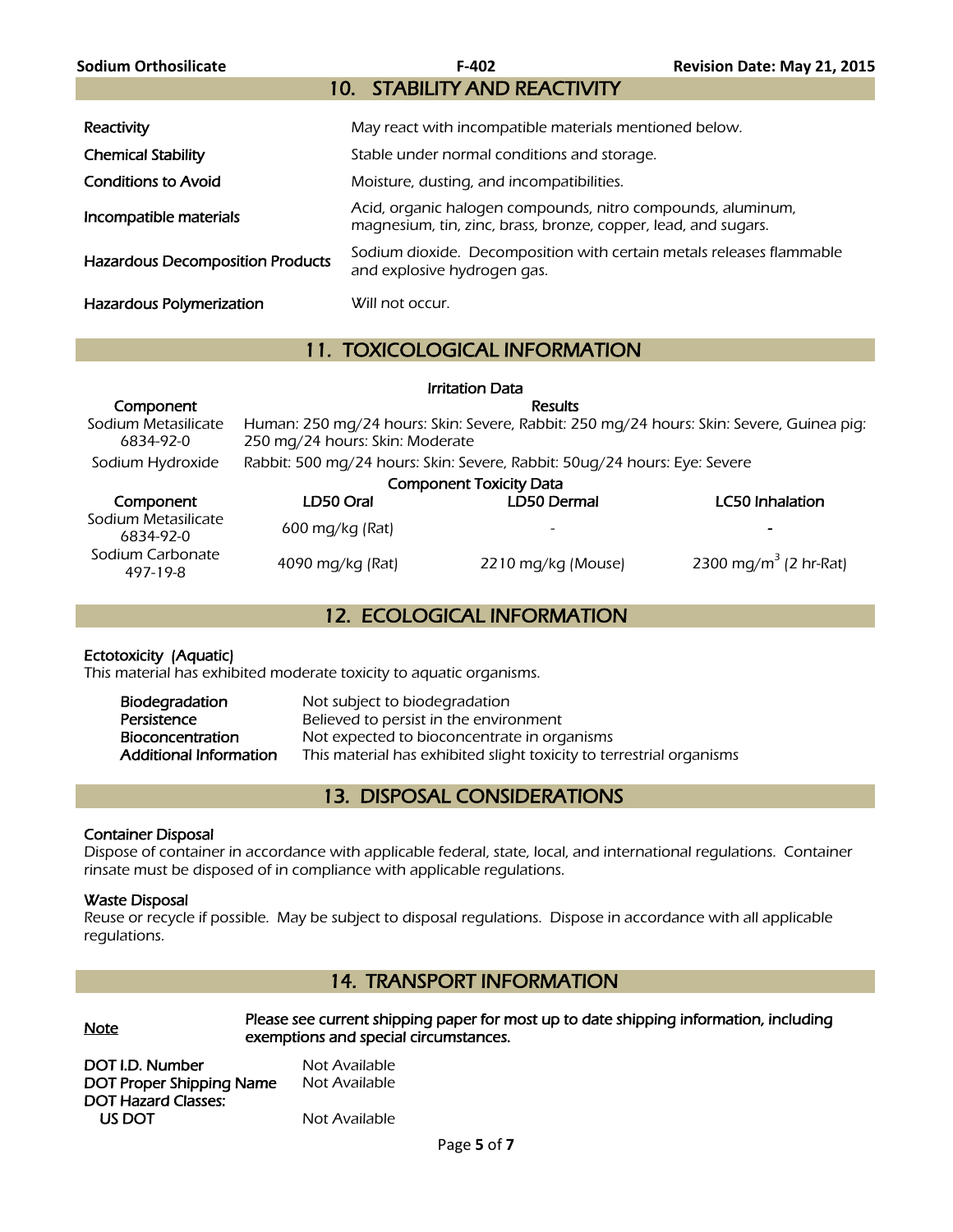## 10. STABILITY AND REACTIVITY

| | |
|---|---|
| **Reactivity** | May react with incompatible materials mentioned below. |
| **Chemical Stability** | Stable under normal conditions and storage. |
| **Conditions to Avoid** | Moisture, dusting, and incompatibilities. |
| **Incompatible materials** | Acid, organic halogen compounds, nitro compounds, aluminum, magnesium, tin, zinc, brass, bronze, copper, lead, and sugars. |
| **Hazardous Decomposition Products** | Sodium dioxide. Decomposition with certain metals releases flammable and explosive hydrogen gas. |
| **Hazardous Polymerization** | Will not occur. |

## 11. TOXICOLOGICAL INFORMATION

**Irritation Data**

| Component | Results |
|---|---|
| Sodium Metasilicate 6834-92-0 | Human: 250 mg/24 hours: Skin: Severe, Rabbit: 250 mg/24 hours: Skin: Severe, Guinea pig: 250 mg/24 hours: Skin: Moderate |
| Sodium Hydroxide | Rabbit: 500 mg/24 hours: Skin: Severe, Rabbit: 50ug/24 hours: Eye: Severe |

**Component Toxicity Data**

| Component | LD50 Oral | LD50 Dermal | LC50 Inhalation |
|---|---|---|---|
| Sodium Metasilicate 6834-92-0 | 600 mg/kg (Rat) | - | - |
| Sodium Carbonate 497-19-8 | 4090 mg/kg (Rat) | 2210 mg/kg (Mouse) | 2300 mg/m$^3$ (2 hr-Rat) |

## 12. ECOLOGICAL INFORMATION

**Ectotoxicity (Aquatic)**
This material has exhibited moderate toxicity to aquatic organisms.

| | |
|---|---|
| **Biodegradation** | Not subject to biodegradation |
| **Persistence** | Believed to persist in the environment |
| **Bioconcentration** | Not expected to bioconcentrate in organisms |
| **Additional Information** | This material has exhibited slight toxicity to terrestrial organisms |

## 13. DISPOSAL CONSIDERATIONS

**Container Disposal**
Dispose of container in accordance with applicable federal, state, local, and international regulations. Container rinsate must be disposed of in compliance with applicable regulations.

**Waste Disposal**
Reuse or recycle if possible. May be subject to disposal regulations. Dispose in accordance with all applicable regulations.

## 14. TRANSPORT INFORMATION

<u>**Note**</u> **Please see current shipping paper for most up to date shipping information, including exemptions and special circumstances.**

| | |
|---|---|
| **DOT I.D. Number** | Not Available |
| **DOT Proper Shipping Name** | Not Available |
| **DOT Hazard Classes:** | |
| **US DOT** | Not Available |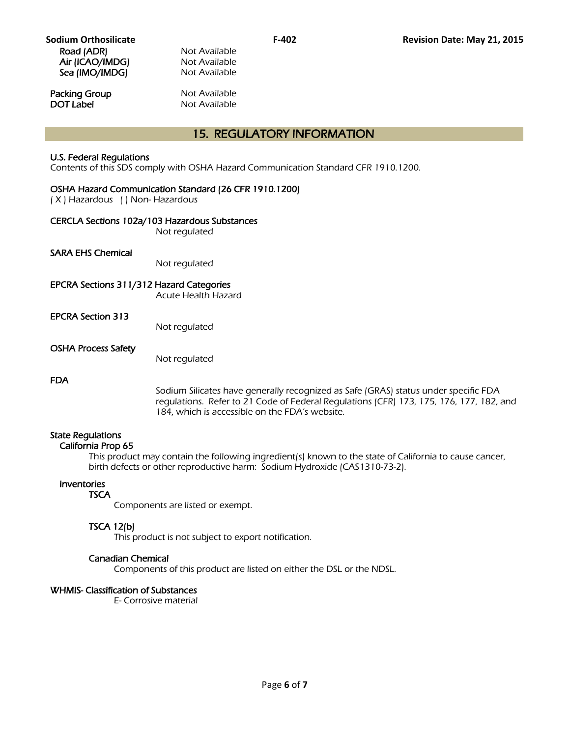| | |
|---|---|
| Road (ADR) | Not Available |
| Air (ICAO/IMDG) | Not Available |
| Sea (IMO/IMDG) | Not Available |
| Packing Group | Not Available |
| DOT Label | Not Available |

## 15. REGULATORY INFORMATION

**U.S. Federal Regulations**
Contents of this SDS comply with OSHA Hazard Communication Standard CFR 1910.1200.

**OSHA Hazard Communication Standard (26 CFR 1910.1200)**
( X ) Hazardous ( ) Non- Hazardous

**CERCLA Sections 102a/103 Hazardous Substances**
Not regulated

**SARA EHS Chemical**
Not regulated

**EPCRA Sections 311/312 Hazard Categories**
Acute Health Hazard

**EPCRA Section 313**
Not regulated

**OSHA Process Safety**
Not regulated

**FDA**
Sodium Silicates have generally recognized as Safe (GRAS) status under specific FDA regulations. Refer to 21 Code of Federal Regulations (CFR) 173, 175, 176, 177, 182, and 184, which is accessible on the FDA's website.

**State Regulations**

**California Prop 65**
This product may contain the following ingredient(s) known to the state of California to cause cancer, birth defects or other reproductive harm: Sodium Hydroxide (CAS1310-73-2).

**Inventories**

**TSCA**
Components are listed or exempt.

**TSCA 12(b)**
This product is not subject to export notification.

**Canadian Chemical**
Components of this product are listed on either the DSL or the NDSL.

**WHMIS- Classification of Substances**
E- Corrosive material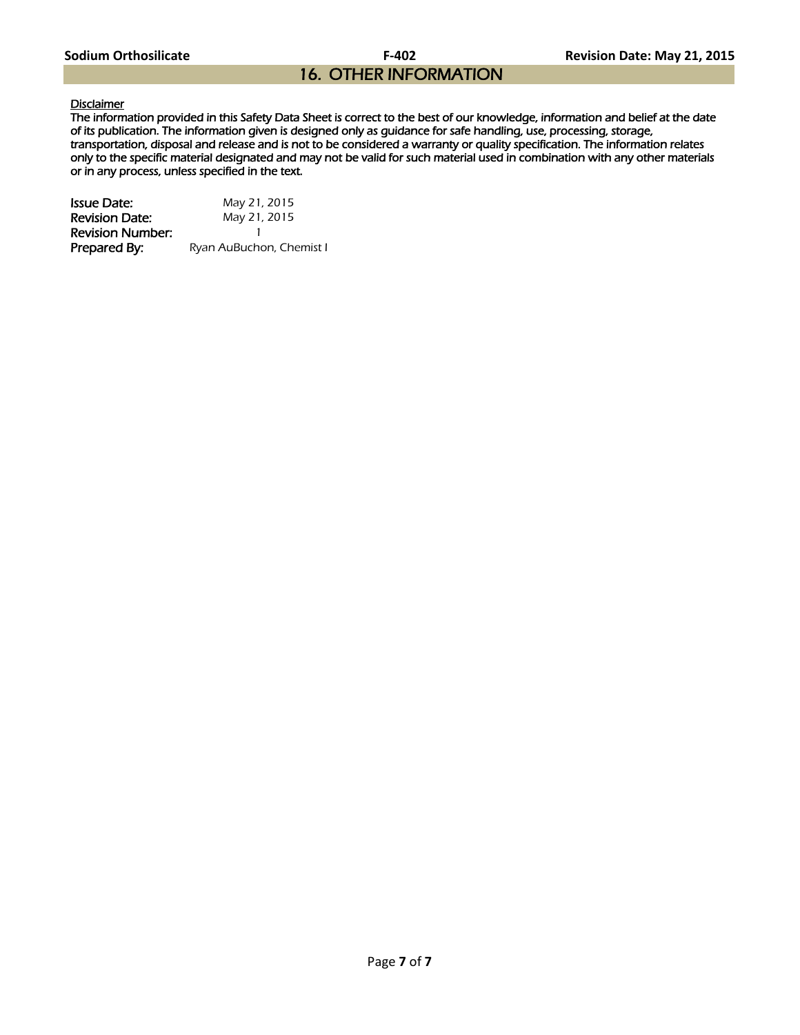## 16. OTHER INFORMATION

Disclaimer

The information provided in this Safety Data Sheet is correct to the best of our knowledge, information and belief at the date of its publication. The information given is designed only as guidance for safe handling, use, processing, storage, transportation, disposal and release and is not to be considered a warranty or quality specification. The information relates only to the specific material designated and may not be valid for such material used in combination with any other materials or in any process, unless specified in the text.

**Issue Date:** May 21, 2015
**Revision Date:** May 21, 2015
**Revision Number:** 1
**Prepared By:** Ryan AuBuchon, Chemist I